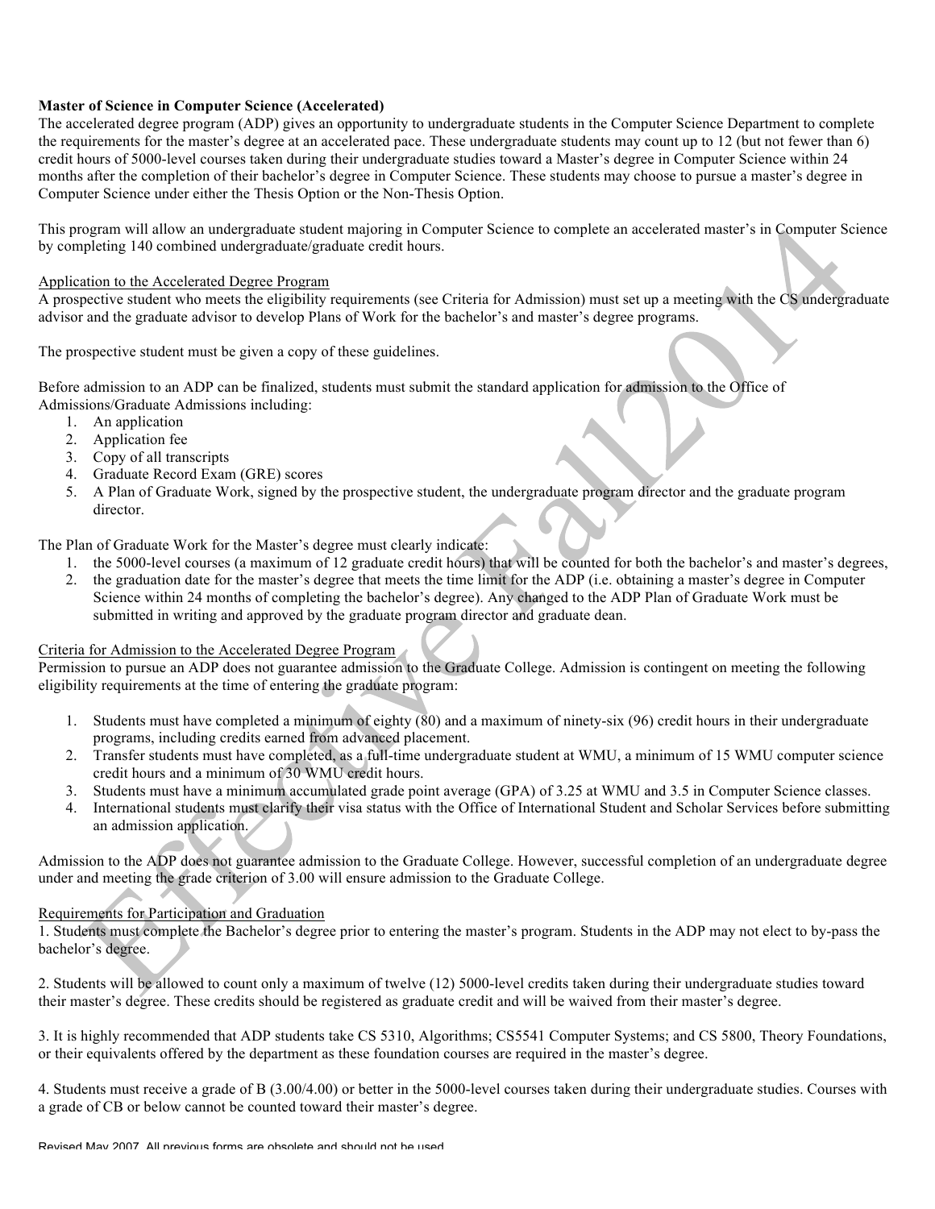**Master of Science in Computer Science (Accelerated)**

The accelerated degree program (ADP) gives an opportunity to undergraduate students in the Computer Science Department to complete the requirements for the master's degree at an accelerated pace. These undergraduate students may count up to 12 (but not fewer than 6) credit hours of 5000-level courses taken during their undergraduate studies toward a Master's degree in Computer Science within 24 months after the completion of their bachelor's degree in Computer Science. These students may choose to pursue a master's degree in Computer Science under either the Thesis Option or the Non-Thesis Option.

This program will allow an undergraduate student majoring in Computer Science to complete an accelerated master's in Computer Science by completing 140 combined undergraduate/graduate credit hours.

Application to the Accelerated Degree Program

A prospective student who meets the eligibility requirements (see Criteria for Admission) must set up a meeting with the CS undergraduate advisor and the graduate advisor to develop Plans of Work for the bachelor's and master's degree programs.

The prospective student must be given a copy of these guidelines.

Before admission to an ADP can be finalized, students must submit the standard application for admission to the Office of Admissions/Graduate Admissions including:

1. An application
2. Application fee
3. Copy of all transcripts
4. Graduate Record Exam (GRE) scores
5. A Plan of Graduate Work, signed by the prospective student, the undergraduate program director and the graduate program director.

The Plan of Graduate Work for the Master's degree must clearly indicate:

1. the 5000-level courses (a maximum of 12 graduate credit hours) that will be counted for both the bachelor's and master's degrees,
2. the graduation date for the master's degree that meets the time limit for the ADP (i.e. obtaining a master's degree in Computer Science within 24 months of completing the bachelor's degree). Any changed to the ADP Plan of Graduate Work must be submitted in writing and approved by the graduate program director and graduate dean.

Criteria for Admission to the Accelerated Degree Program

Permission to pursue an ADP does not guarantee admission to the Graduate College. Admission is contingent on meeting the following eligibility requirements at the time of entering the graduate program:

1. Students must have completed a minimum of eighty (80) and a maximum of ninety-six (96) credit hours in their undergraduate programs, including credits earned from advanced placement.
2. Transfer students must have completed, as a full-time undergraduate student at WMU, a minimum of 15 WMU computer science credit hours and a minimum of 30 WMU credit hours.
3. Students must have a minimum accumulated grade point average (GPA) of 3.25 at WMU and 3.5 in Computer Science classes.
4. International students must clarify their visa status with the Office of International Student and Scholar Services before submitting an admission application.

Admission to the ADP does not guarantee admission to the Graduate College. However, successful completion of an undergraduate degree under and meeting the grade criterion of 3.00 will ensure admission to the Graduate College.

Requirements for Participation and Graduation

1. Students must complete the Bachelor's degree prior to entering the master's program. Students in the ADP may not elect to by-pass the bachelor's degree.

2. Students will be allowed to count only a maximum of twelve (12) 5000-level credits taken during their undergraduate studies toward their master's degree. These credits should be registered as graduate credit and will be waived from their master's degree.

3. It is highly recommended that ADP students take CS 5310, Algorithms; CS5541 Computer Systems; and CS 5800, Theory Foundations, or their equivalents offered by the department as these foundation courses are required in the master's degree.

4. Students must receive a grade of B (3.00/4.00) or better in the 5000-level courses taken during their undergraduate studies. Courses with a grade of CB or below cannot be counted toward their master's degree.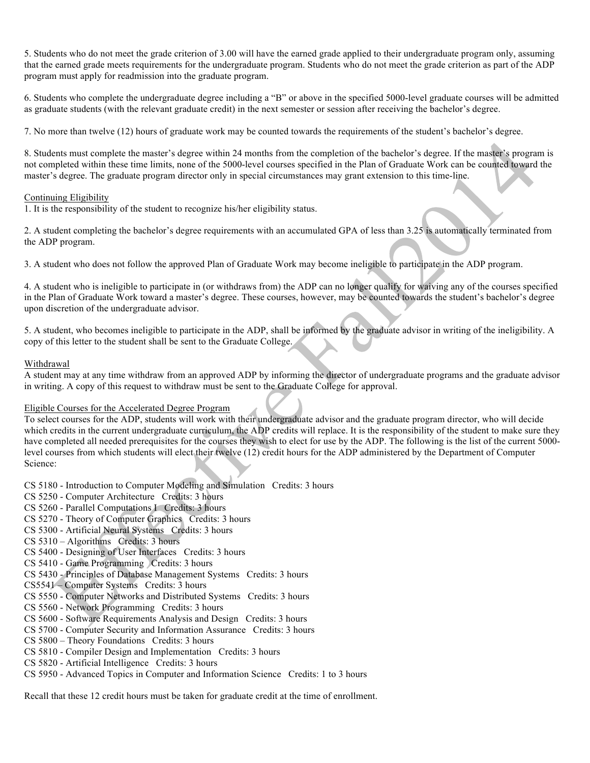5. Students who do not meet the grade criterion of 3.00 will have the earned grade applied to their undergraduate program only, assuming that the earned grade meets requirements for the undergraduate program. Students who do not meet the grade criterion as part of the ADP program must apply for readmission into the graduate program.

6. Students who complete the undergraduate degree including a "B" or above in the specified 5000-level graduate courses will be admitted as graduate students (with the relevant graduate credit) in the next semester or session after receiving the bachelor's degree.

7. No more than twelve (12) hours of graduate work may be counted towards the requirements of the student's bachelor's degree.

8. Students must complete the master's degree within 24 months from the completion of the bachelor's degree. If the master's program is not completed within these time limits, none of the 5000-level courses specified in the Plan of Graduate Work can be counted toward the master's degree. The graduate program director only in special circumstances may grant extension to this time-line.

Continuing Eligibility

1. It is the responsibility of the student to recognize his/her eligibility status.

2. A student completing the bachelor's degree requirements with an accumulated GPA of less than 3.25 is automatically terminated from the ADP program.

3. A student who does not follow the approved Plan of Graduate Work may become ineligible to participate in the ADP program.

4. A student who is ineligible to participate in (or withdraws from) the ADP can no longer qualify for waiving any of the courses specified in the Plan of Graduate Work toward a master's degree. These courses, however, may be counted towards the student's bachelor's degree upon discretion of the undergraduate advisor.

5. A student, who becomes ineligible to participate in the ADP, shall be informed by the graduate advisor in writing of the ineligibility. A copy of this letter to the student shall be sent to the Graduate College.

Withdrawal

A student may at any time withdraw from an approved ADP by informing the director of undergraduate programs and the graduate advisor in writing. A copy of this request to withdraw must be sent to the Graduate College for approval.

Eligible Courses for the Accelerated Degree Program

To select courses for the ADP, students will work with their undergraduate advisor and the graduate program director, who will decide which credits in the current undergraduate curriculum, the ADP credits will replace. It is the responsibility of the student to make sure they have completed all needed prerequisites for the courses they wish to elect for use by the ADP. The following is the list of the current 5000-level courses from which students will elect their twelve (12) credit hours for the ADP administered by the Department of Computer Science:

CS 5180 - Introduction to Computer Modeling and Simulation Credits: 3 hours
CS 5250 - Computer Architecture Credits: 3 hours
CS 5260 - Parallel Computations I Credits: 3 hours
CS 5270 - Theory of Computer Graphics Credits: 3 hours
CS 5300 - Artificial Neural Systems Credits: 3 hours
CS 5310 – Algorithms Credits: 3 hours
CS 5400 - Designing of User Interfaces Credits: 3 hours
CS 5410 - Game Programming Credits: 3 hours
CS 5430 - Principles of Database Management Systems Credits: 3 hours
CS5541 – Computer Systems Credits: 3 hours
CS 5550 - Computer Networks and Distributed Systems Credits: 3 hours
CS 5560 - Network Programming Credits: 3 hours
CS 5600 - Software Requirements Analysis and Design Credits: 3 hours
CS 5700 - Computer Security and Information Assurance Credits: 3 hours
CS 5800 – Theory Foundations Credits: 3 hours
CS 5810 - Compiler Design and Implementation Credits: 3 hours
CS 5820 - Artificial Intelligence Credits: 3 hours
CS 5950 - Advanced Topics in Computer and Information Science Credits: 1 to 3 hours

Recall that these 12 credit hours must be taken for graduate credit at the time of enrollment.